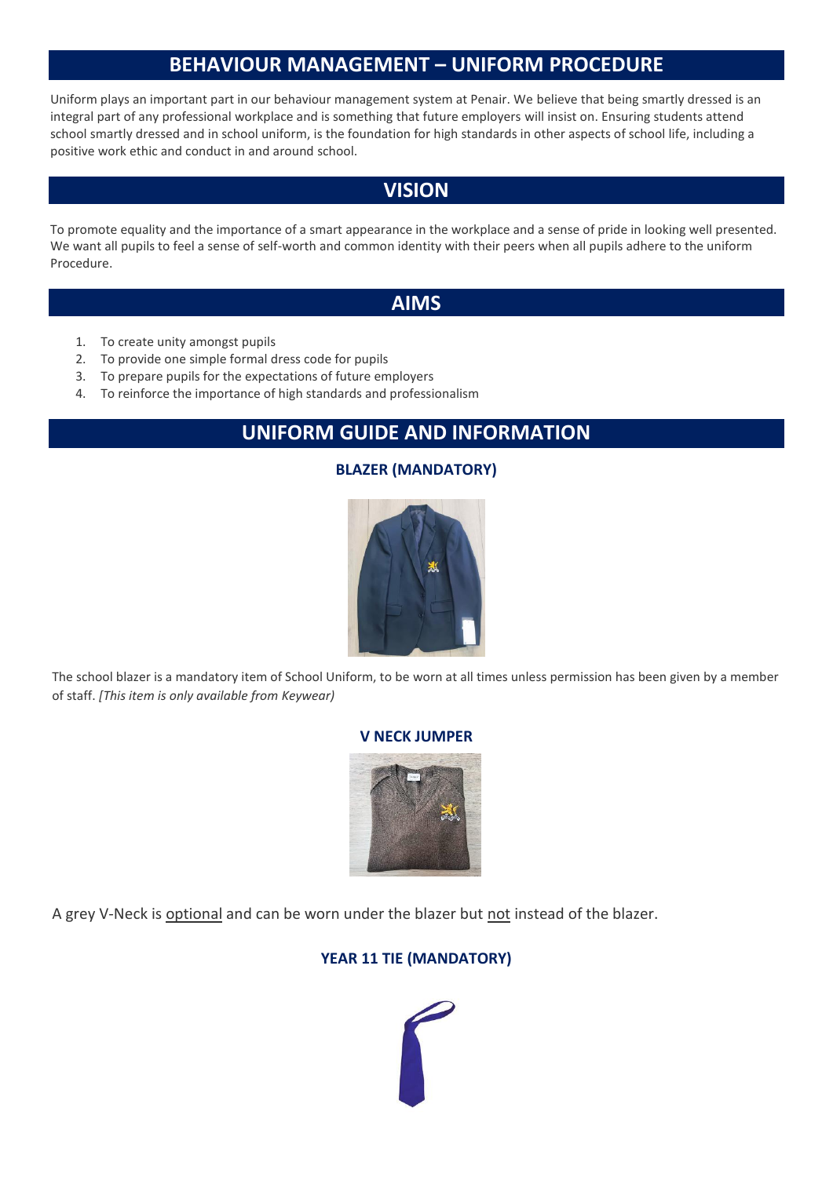# BEHAVIOUR MANAGEMENT – UNIFORM PROCEDURE

Uniform plays an important part in our behaviour management system at Penair. We believe that being smartly dressed is an integral part of any professional workplace and is something that future employers will insist on. Ensuring students attend school smartly dressed and in school uniform, is the foundation for high standards in other aspects of school life, including a positive work ethic and conduct in and around school.

## VISION

To promote equality and the importance of a smart appearance in the workplace and a sense of pride in looking well presented. We want all pupils to feel a sense of self-worth and common identity with their peers when all pupils adhere to the uniform Procedure.

## AIMS

1. To create unity amongst pupils
2. To provide one simple formal dress code for pupils
3. To prepare pupils for the expectations of future employers
4. To reinforce the importance of high standards and professionalism

## UNIFORM GUIDE AND INFORMATION

### BLAZER (MANDATORY)

The school blazer is a mandatory item of School Uniform, to be worn at all times unless permission has been given by a member of staff. *[This item is only available from Keywear)*

### V NECK JUMPER

A grey V-Neck is optional and can be worn under the blazer but not instead of the blazer.

### YEAR 11 TIE (MANDATORY)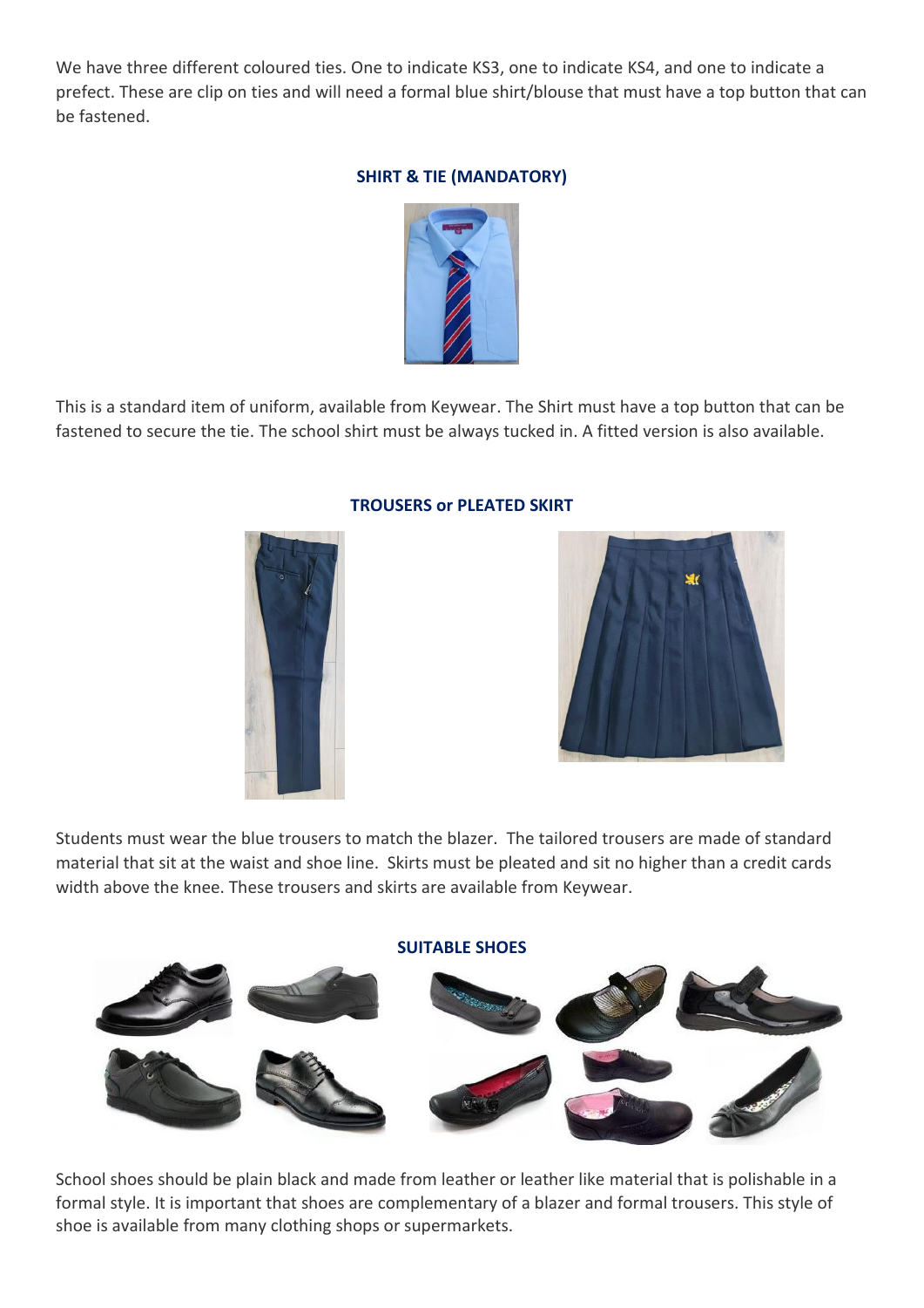We have three different coloured ties. One to indicate KS3, one to indicate KS4, and one to indicate a prefect. These are clip on ties and will need a formal blue shirt/blouse that must have a top button that can be fastened.

### SHIRT & TIE (MANDATORY)

This is a standard item of uniform, available from Keywear. The Shirt must have a top button that can be fastened to secure the tie. The school shirt must be always tucked in. A fitted version is also available.

### TROUSERS or PLEATED SKIRT

Students must wear the blue trousers to match the blazer. The tailored trousers are made of standard material that sit at the waist and shoe line. Skirts must be pleated and sit no higher than a credit cards width above the knee. These trousers and skirts are available from Keywear.

### SUITABLE SHOES

School shoes should be plain black and made from leather or leather like material that is polishable in a formal style. It is important that shoes are complementary of a blazer and formal trousers. This style of shoe is available from many clothing shops or supermarkets.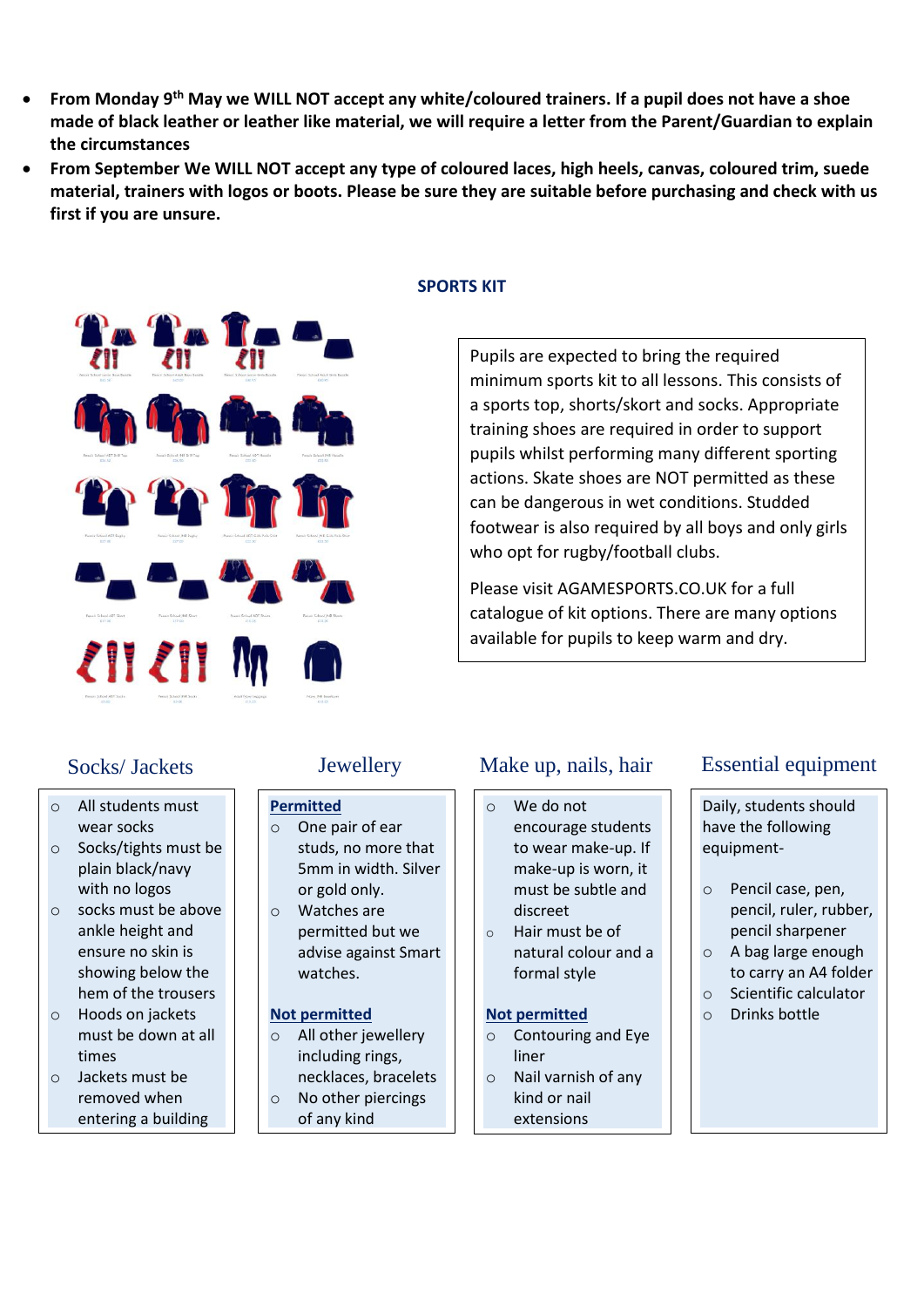- **From Monday 9th May we WILL NOT accept any white/coloured trainers. If a pupil does not have a shoe made of black leather or leather like material, we will require a letter from the Parent/Guardian to explain the circumstances**
- **From September We WILL NOT accept any type of coloured laces, high heels, canvas, coloured trim, suede material, trainers with logos or boots. Please be sure they are suitable before purchasing and check with us first if you are unsure.**

## SPORTS KIT

Pupils are expected to bring the required minimum sports kit to all lessons. This consists of a sports top, shorts/skort and socks. Appropriate training shoes are required in order to support pupils whilst performing many different sporting actions. Skate shoes are NOT permitted as these can be dangerous in wet conditions. Studded footwear is also required by all boys and only girls who opt for rugby/football clubs.

Please visit AGAMESPORTS.CO.UK for a full catalogue of kit options. There are many options available for pupils to keep warm and dry.

## Socks/ Jackets

- All students must wear socks
- Socks/tights must be plain black/navy with no logos
- socks must be above ankle height and ensure no skin is showing below the hem of the trousers
- Hoods on jackets must be down at all times
- Jackets must be removed when entering a building

## Jewellery

**Permitted**

- One pair of ear studs, no more that 5mm in width. Silver or gold only.
- Watches are permitted but we advise against Smart watches.

**Not permitted**

- All other jewellery including rings, necklaces, bracelets
- No other piercings of any kind

## Make up, nails, hair

- We do not encourage students to wear make-up. If make-up is worn, it must be subtle and discreet
- Hair must be of natural colour and a formal style

**Not permitted**

- Contouring and Eye liner
- Nail varnish of any kind or nail extensions

## Essential equipment

Daily, students should have the following equipment-

- Pencil case, pen, pencil, ruler, rubber, pencil sharpener
- A bag large enough to carry an A4 folder
- Scientific calculator
- Drinks bottle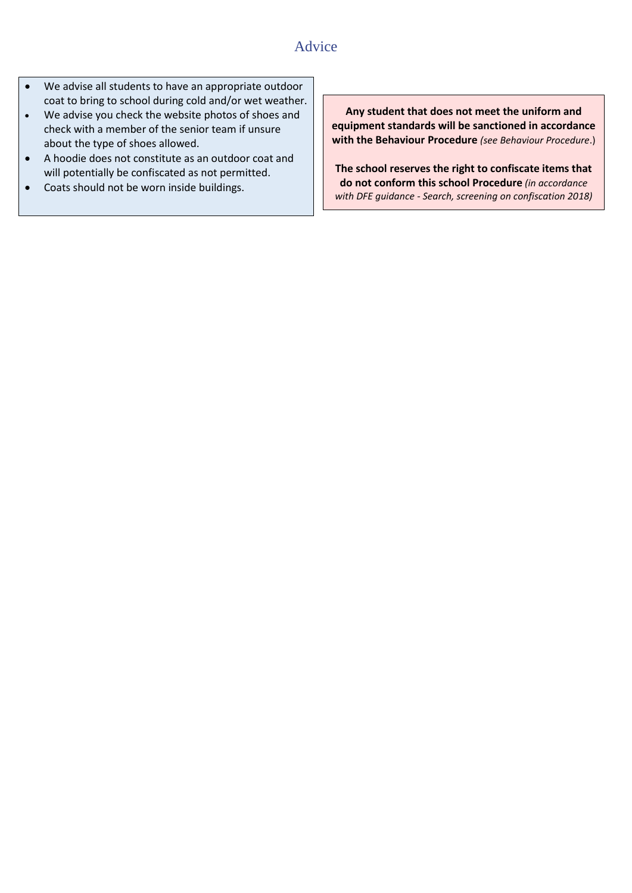## Advice

- We advise all students to have an appropriate outdoor coat to bring to school during cold and/or wet weather.
- We advise you check the website photos of shoes and check with a member of the senior team if unsure about the type of shoes allowed.
- A hoodie does not constitute as an outdoor coat and will potentially be confiscated as not permitted.
- Coats should not be worn inside buildings.

**Any student that does not meet the uniform and equipment standards will be sanctioned in accordance with the Behaviour Procedure** *(see Behaviour Procedure*.)

**The school reserves the right to confiscate items that do not conform this school Procedure** *(in accordance with DFE guidance - Search, screening on confiscation 2018)*